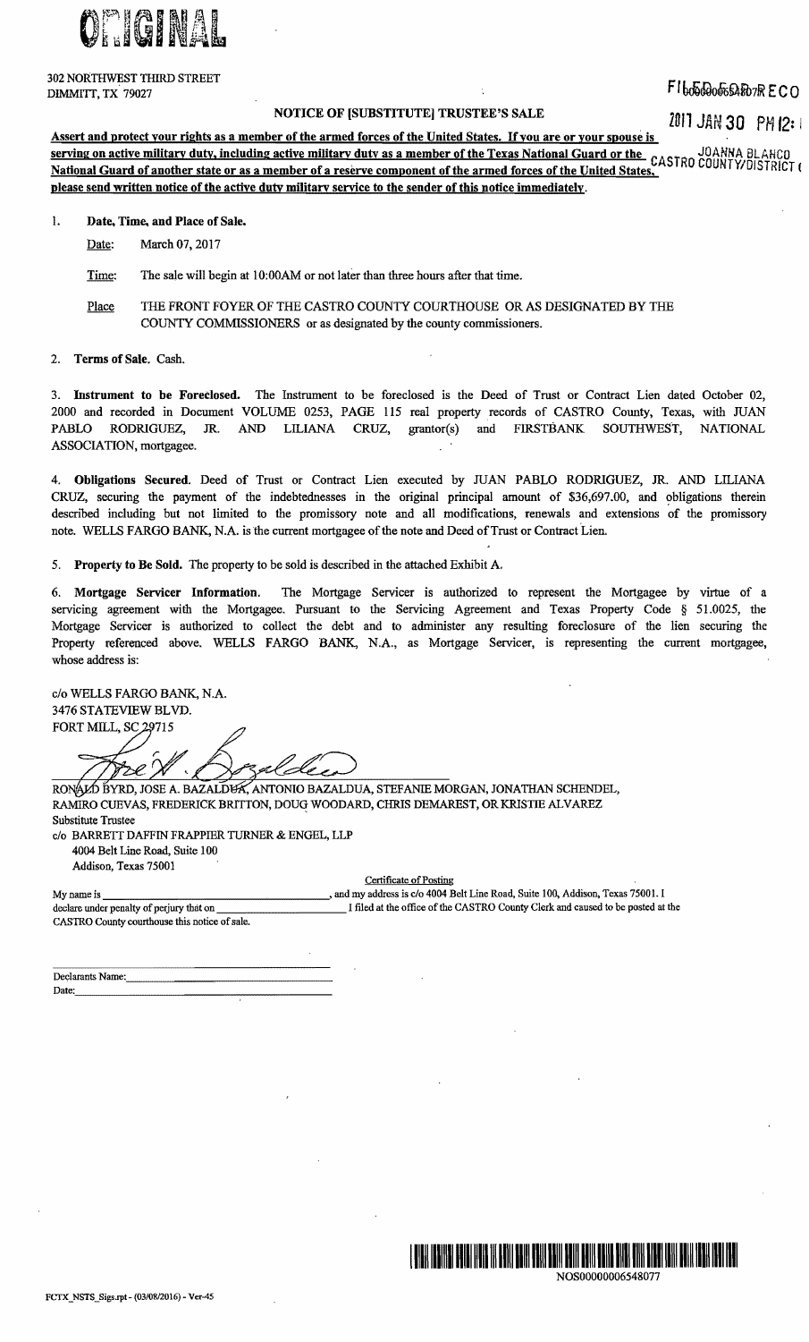ORIGINAL

302 NORTHWEST THIRD STREET
DIMMITT, TX 79027

FILED FOR RECORD

2017 JAN 30 PM 12:

JOANNA BLANCO
CASTRO COUNTY/DISTRICT

## NOTICE OF [SUBSTITUTE] TRUSTEE'S SALE

**Assert and protect your rights as a member of the armed forces of the United States. If you are or your spouse is serving on active military duty, including active military duty as a member of the Texas National Guard or the National Guard of another state or as a member of a reserve component of the armed forces of the United States, please send written notice of the active duty military service to the sender of this notice immediately.**

1. **Date, Time, and Place of Sale.**

   Date: March 07, 2017

   Time: The sale will begin at 10:00AM or not later than three hours after that time.

   Place: THE FRONT FOYER OF THE CASTRO COUNTY COURTHOUSE OR AS DESIGNATED BY THE COUNTY COMMISSIONERS or as designated by the county commissioners.

2. **Terms of Sale.** Cash.

3. **Instrument to be Foreclosed.** The Instrument to be foreclosed is the Deed of Trust or Contract Lien dated October 02, 2000 and recorded in Document VOLUME 0253, PAGE 115 real property records of CASTRO County, Texas, with JUAN PABLO RODRIGUEZ, JR. AND LILIANA CRUZ, grantor(s) and FIRSTBANK SOUTHWEST, NATIONAL ASSOCIATION, mortgagee.

4. **Obligations Secured.** Deed of Trust or Contract Lien executed by JUAN PABLO RODRIGUEZ, JR. AND LILIANA CRUZ, securing the payment of the indebtednesses in the original principal amount of $36,697.00, and obligations therein described including but not limited to the promissory note and all modifications, renewals and extensions of the promissory note. WELLS FARGO BANK, N.A. is the current mortgagee of the note and Deed of Trust or Contract Lien.

5. **Property to Be Sold.** The property to be sold is described in the attached Exhibit A.

6. **Mortgage Servicer Information.** The Mortgage Servicer is authorized to represent the Mortgagee by virtue of a servicing agreement with the Mortgagee. Pursuant to the Servicing Agreement and Texas Property Code § 51.0025, the Mortgage Servicer is authorized to collect the debt and to administer any resulting foreclosure of the lien securing the Property referenced above. WELLS FARGO BANK, N.A., as Mortgage Servicer, is representing the current mortgagee, whose address is:

c/o WELLS FARGO BANK, N.A.
3476 STATEVIEW BLVD.
FORT MILL, SC 29715

RONALD BYRD, JOSE A. BAZALDUA, ANTONIO BAZALDUA, STEFANIE MORGAN, JONATHAN SCHENDEL, RAMIRO CUEVAS, FREDERICK BRITTON, DOUG WOODARD, CHRIS DEMAREST, OR KRISTIE ALVAREZ
Substitute Trustee
c/o BARRETT DAFFIN FRAPPIER TURNER & ENGEL, LLP
4004 Belt Line Road, Suite 100
Addison, Texas 75001

Certificate of Posting

My name is ______________________, and my address is c/o 4004 Belt Line Road, Suite 100, Addison, Texas 75001. I declare under penalty of perjury that on ______________________ I filed at the office of the CASTRO County Clerk and caused to be posted at the CASTRO County courthouse this notice of sale.

Declarants Name: ______________________
Date: ______________________

NOS00000006548077

FCTX_NSTS_Sigs.rpt - (03/08/2016) - Ver-45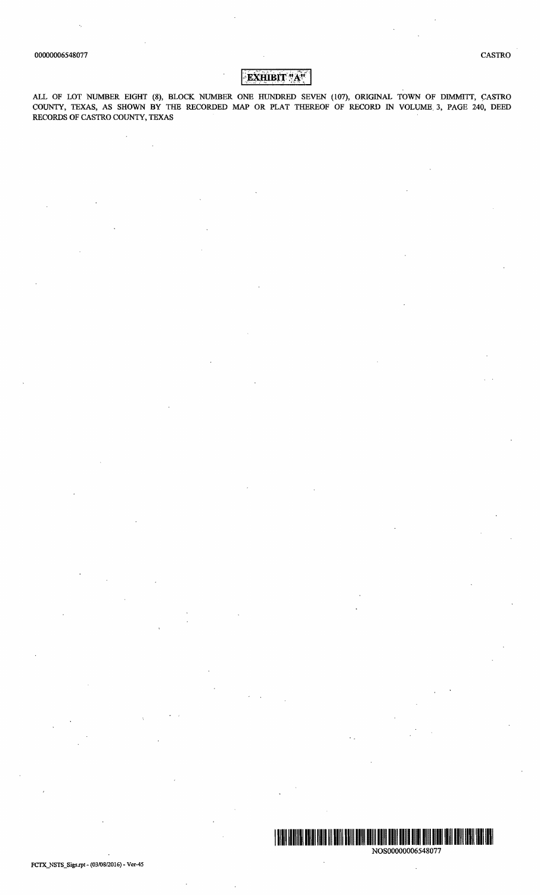# EXHIBIT "A"

ALL OF LOT NUMBER EIGHT (8), BLOCK NUMBER ONE HUNDRED SEVEN (107), ORIGINAL TOWN OF DIMMITT, CASTRO COUNTY, TEXAS, AS SHOWN BY THE RECORDED MAP OR PLAT THEREOF OF RECORD IN VOLUME 3, PAGE 240, DEED RECORDS OF CASTRO COUNTY, TEXAS